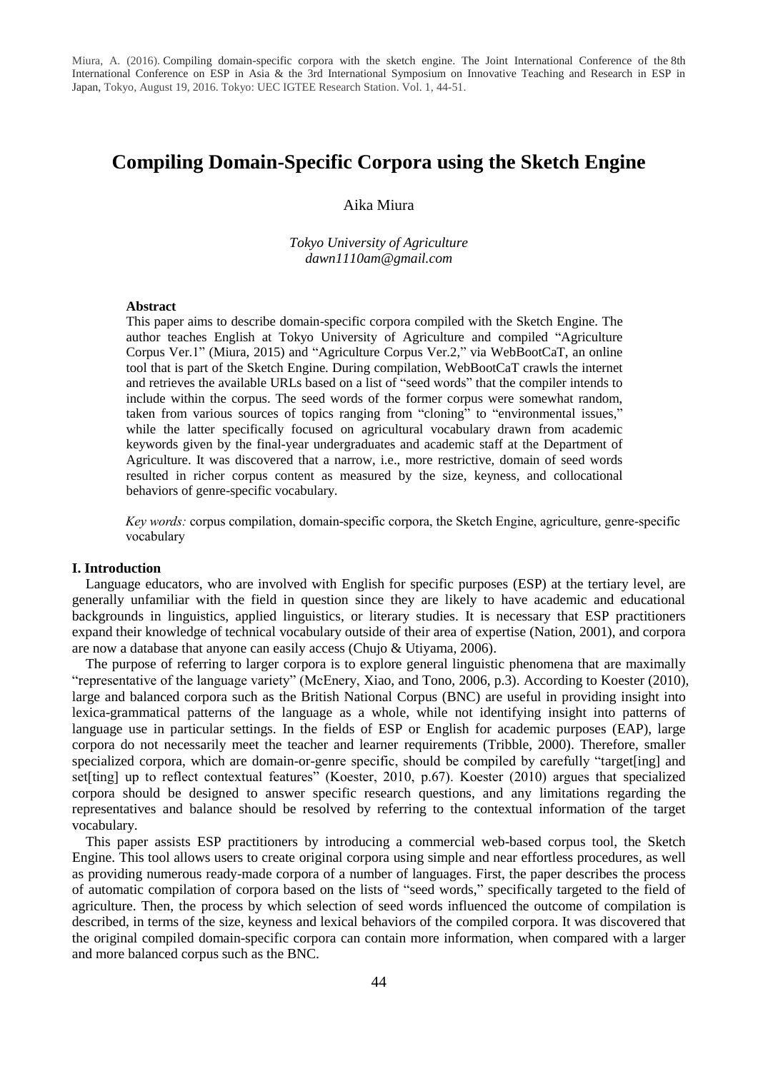Miura, A. (2016). Compiling domain-specific corpora with the sketch engine. The Joint International Conference of the 8th International Conference on ESP in Asia & the 3rd International Symposium on Innovative Teaching and Research in ESP in Japan, Tokyo, August 19, 2016. Tokyo: UEC IGTEE Research Station. Vol. 1, 44-51.

# Compiling Domain-Specific Corpora using the Sketch Engine

Aika Miura

*Tokyo University of Agriculture*
*dawn1110am@gmail.com*

**Abstract**

This paper aims to describe domain-specific corpora compiled with the Sketch Engine. The author teaches English at Tokyo University of Agriculture and compiled "Agriculture Corpus Ver.1" (Miura, 2015) and "Agriculture Corpus Ver.2," via WebBootCaT, an online tool that is part of the Sketch Engine. During compilation, WebBootCaT crawls the internet and retrieves the available URLs based on a list of "seed words" that the compiler intends to include within the corpus. The seed words of the former corpus were somewhat random, taken from various sources of topics ranging from "cloning" to "environmental issues," while the latter specifically focused on agricultural vocabulary drawn from academic keywords given by the final-year undergraduates and academic staff at the Department of Agriculture. It was discovered that a narrow, i.e., more restrictive, domain of seed words resulted in richer corpus content as measured by the size, keyness, and collocational behaviors of genre-specific vocabulary.

*Key words:* corpus compilation, domain-specific corpora, the Sketch Engine, agriculture, genre-specific vocabulary

## I. Introduction

Language educators, who are involved with English for specific purposes (ESP) at the tertiary level, are generally unfamiliar with the field in question since they are likely to have academic and educational backgrounds in linguistics, applied linguistics, or literary studies. It is necessary that ESP practitioners expand their knowledge of technical vocabulary outside of their area of expertise (Nation, 2001), and corpora are now a database that anyone can easily access (Chujo & Utiyama, 2006).

The purpose of referring to larger corpora is to explore general linguistic phenomena that are maximally "representative of the language variety" (McEnery, Xiao, and Tono, 2006, p.3). According to Koester (2010), large and balanced corpora such as the British National Corpus (BNC) are useful in providing insight into lexica-grammatical patterns of the language as a whole, while not identifying insight into patterns of language use in particular settings. In the fields of ESP or English for academic purposes (EAP), large corpora do not necessarily meet the teacher and learner requirements (Tribble, 2000). Therefore, smaller specialized corpora, which are domain-or-genre specific, should be compiled by carefully "target[ing] and set[ting] up to reflect contextual features" (Koester, 2010, p.67). Koester (2010) argues that specialized corpora should be designed to answer specific research questions, and any limitations regarding the representatives and balance should be resolved by referring to the contextual information of the target vocabulary.

This paper assists ESP practitioners by introducing a commercial web-based corpus tool, the Sketch Engine. This tool allows users to create original corpora using simple and near effortless procedures, as well as providing numerous ready-made corpora of a number of languages. First, the paper describes the process of automatic compilation of corpora based on the lists of "seed words," specifically targeted to the field of agriculture. Then, the process by which selection of seed words influenced the outcome of compilation is described, in terms of the size, keyness and lexical behaviors of the compiled corpora. It was discovered that the original compiled domain-specific corpora can contain more information, when compared with a larger and more balanced corpus such as the BNC.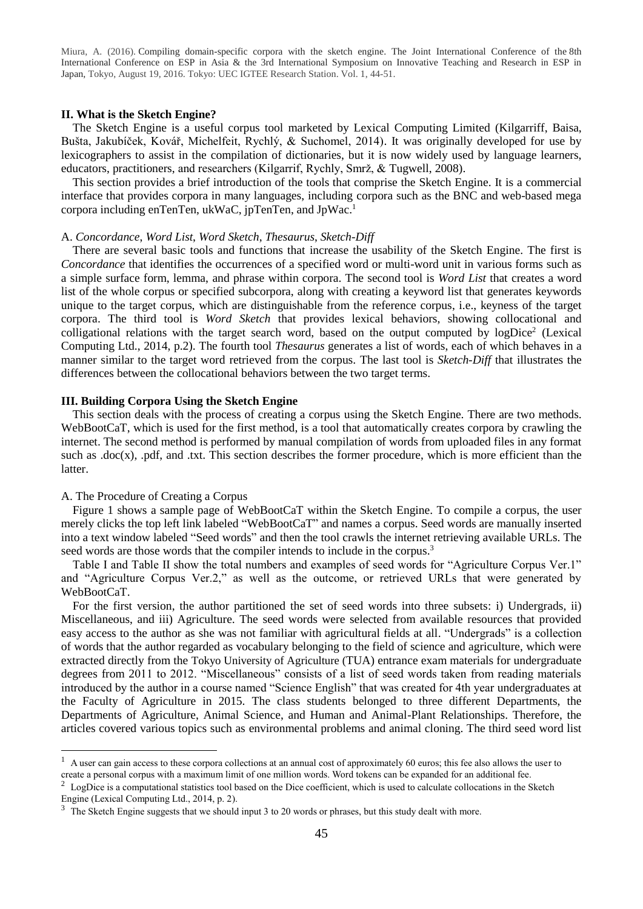## II. What is the Sketch Engine?

The Sketch Engine is a useful corpus tool marketed by Lexical Computing Limited (Kilgarriff, Baisa, Bušta, Jakubíček, Kovář, Michelfeit, Rychlý, & Suchomel, 2014). It was originally developed for use by lexicographers to assist in the compilation of dictionaries, but it is now widely used by language learners, educators, practitioners, and researchers (Kilgarrif, Rychly, Smrž, & Tugwell, 2008).

This section provides a brief introduction of the tools that comprise the Sketch Engine. It is a commercial interface that provides corpora in many languages, including corpora such as the BNC and web-based mega corpora including enTenTen, ukWaC, jpTenTen, and JpWac.[1]

### A. *Concordance*, *Word List*, *Word Sketch*, *Thesaurus*, *Sketch-Diff*

There are several basic tools and functions that increase the usability of the Sketch Engine. The first is *Concordance* that identifies the occurrences of a specified word or multi-word unit in various forms such as a simple surface form, lemma, and phrase within corpora. The second tool is *Word List* that creates a word list of the whole corpus or specified subcorpora, along with creating a keyword list that generates keywords unique to the target corpus, which are distinguishable from the reference corpus, i.e., keyness of the target corpora. The third tool is *Word Sketch* that provides lexical behaviors, showing collocational and colligational relations with the target search word, based on the output computed by logDice[2] (Lexical Computing Ltd., 2014, p.2). The fourth tool *Thesaurus* generates a list of words, each of which behaves in a manner similar to the target word retrieved from the corpus. The last tool is *Sketch-Diff* that illustrates the differences between the collocational behaviors between the two target terms.

## III. Building Corpora Using the Sketch Engine

This section deals with the process of creating a corpus using the Sketch Engine. There are two methods. WebBootCaT, which is used for the first method, is a tool that automatically creates corpora by crawling the internet. The second method is performed by manual compilation of words from uploaded files in any format such as .doc(x), .pdf, and .txt. This section describes the former procedure, which is more efficient than the latter.

### A. The Procedure of Creating a Corpus

Figure 1 shows a sample page of WebBootCaT within the Sketch Engine. To compile a corpus, the user merely clicks the top left link labeled "WebBootCaT" and names a corpus. Seed words are manually inserted into a text window labeled "Seed words" and then the tool crawls the internet retrieving available URLs. The seed words are those words that the compiler intends to include in the corpus.[3]

Table I and Table II show the total numbers and examples of seed words for "Agriculture Corpus Ver.1" and "Agriculture Corpus Ver.2," as well as the outcome, or retrieved URLs that were generated by WebBootCaT.

For the first version, the author partitioned the set of seed words into three subsets: i) Undergrads, ii) Miscellaneous, and iii) Agriculture. The seed words were selected from available resources that provided easy access to the author as she was not familiar with agricultural fields at all. "Undergrads" is a collection of words that the author regarded as vocabulary belonging to the field of science and agriculture, which were extracted directly from the Tokyo University of Agriculture (TUA) entrance exam materials for undergraduate degrees from 2011 to 2012. "Miscellaneous" consists of a list of seed words taken from reading materials introduced by the author in a course named "Science English" that was created for 4th year undergraduates at the Faculty of Agriculture in 2015. The class students belonged to three different Departments, the Departments of Agriculture, Animal Science, and Human and Animal-Plant Relationships. Therefore, the articles covered various topics such as environmental problems and animal cloning. The third seed word list

---

[1] A user can gain access to these corpora collections at an annual cost of approximately 60 euros; this fee also allows the user to create a personal corpus with a maximum limit of one million words. Word tokens can be expanded for an additional fee.

[2] LogDice is a computational statistics tool based on the Dice coefficient, which is used to calculate collocations in the Sketch Engine (Lexical Computing Ltd., 2014, p. 2).

[3] The Sketch Engine suggests that we should input 3 to 20 words or phrases, but this study dealt with more.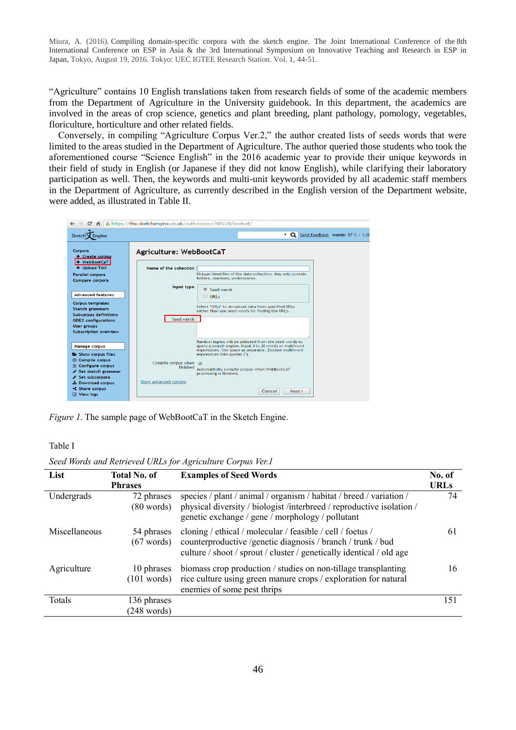“Agriculture” contains 10 English translations taken from research fields of some of the academic members from the Department of Agriculture in the University guidebook. In this department, the academics are involved in the areas of crop science, genetics and plant breeding, plant pathology, pomology, vegetables, floriculture, horticulture and other related fields.

Conversely, in compiling “Agriculture Corpus Ver.2,” the author created lists of seeds words that were limited to the areas studied in the Department of Agriculture. The author queried those students who took the aforementioned course “Science English” in the 2016 academic year to provide their unique keywords in their field of study in English (or Japanese if they did not know English), while clarifying their laboratory participation as well. Then, the keywords and multi-unit keywords provided by all academic staff members in the Department of Agriculture, as currently described in the English version of the Department website, were added, as illustrated in Table II.

*Figure 1*. The sample page of WebBootCaT in the Sketch Engine.

Table I

*Seed Words and Retrieved URLs for Agriculture Corpus Ver.1*

| List | Total No. of Phrases | Examples of Seed Words | No. of URLs |
|---|---|---|---|
| Undergrads | 72 phrases (80 words) | species / plant / animal / organism / habitat / breed / variation / physical diversity / biologist /interbreed / reproductive isolation / genetic exchange / gene / morphology / pollutant | 74 |
| Miscellaneous | 54 phrases (67 words) | cloning / ethical / molecular / feasible / cell / foetus / counterproductive /genetic diagnosis / branch / trunk / bud culture / shoot / sprout / cluster / genetically identical / old age | 61 |
| Agriculture | 10 phrases (101 words) | biomass crop production / studies on non-tillage transplanting rice culture using green manure crops / exploration for natural enemies of some pest thrips | 16 |
| Totals | 136 phrases (248 words) | | 151 |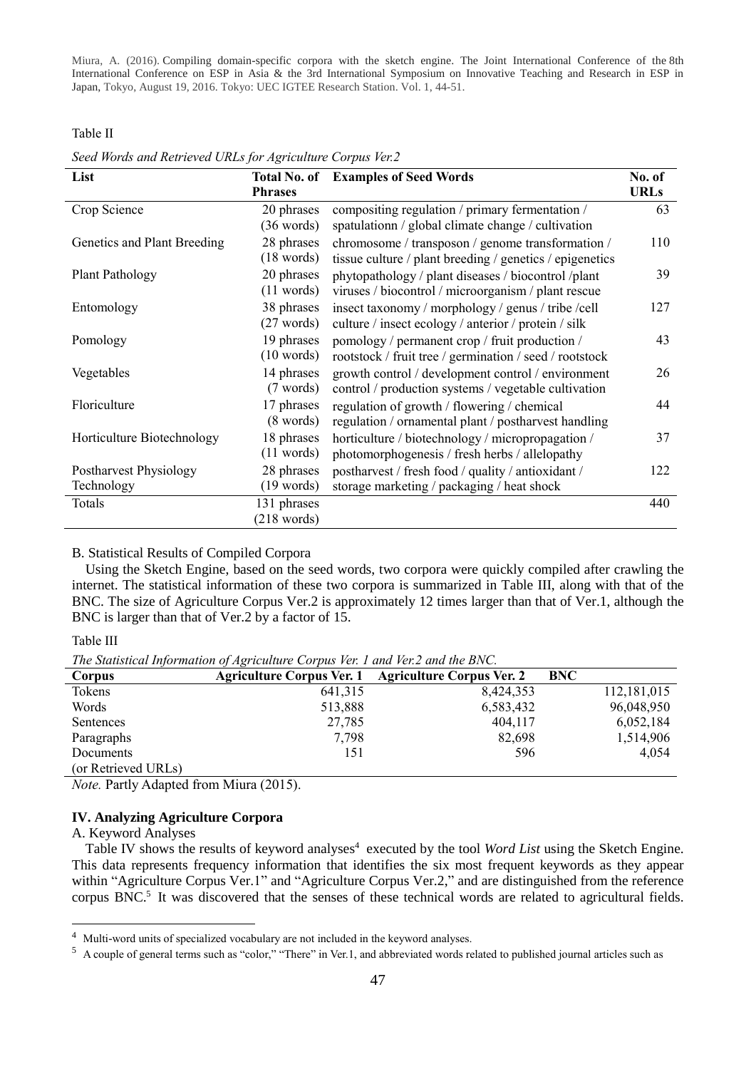Table II

*Seed Words and Retrieved URLs for Agriculture Corpus Ver.2*

| List | Total No. of Phrases | Examples of Seed Words | No. of URLs |
|---|---|---|---|
| Crop Science | 20 phrases (36 words) | compositing regulation / primary fermentation / spatulationn / global climate change / cultivation | 63 |
| Genetics and Plant Breeding | 28 phrases (18 words) | chromosome / transposon / genome transformation / tissue culture / plant breeding / genetics / epigenetics | 110 |
| Plant Pathology | 20 phrases (11 words) | phytopathology / plant diseases / biocontrol /plant viruses / biocontrol / microorganism / plant rescue | 39 |
| Entomology | 38 phrases (27 words) | insect taxonomy / morphology / genus / tribe /cell culture / insect ecology / anterior / protein / silk | 127 |
| Pomology | 19 phrases (10 words) | pomology / permanent crop / fruit production / rootstock / fruit tree / germination / seed / rootstock | 43 |
| Vegetables | 14 phrases (7 words) | growth control / development control / environment control / production systems / vegetable cultivation | 26 |
| Floriculture | 17 phrases (8 words) | regulation of growth / flowering / chemical regulation / ornamental plant / postharvest handling | 44 |
| Horticulture Biotechnology | 18 phrases (11 words) | horticulture / biotechnology / micropropagation / photomorphogenesis / fresh herbs / allelopathy | 37 |
| Postharvest Physiology Technology | 28 phrases (19 words) | postharvest / fresh food / quality / antioxidant / storage marketing / packaging / heat shock | 122 |
| Totals | 131 phrases (218 words) | | 440 |

B. Statistical Results of Compiled Corpora

Using the Sketch Engine, based on the seed words, two corpora were quickly compiled after crawling the internet. The statistical information of these two corpora is summarized in Table III, along with that of the BNC. The size of Agriculture Corpus Ver.2 is approximately 12 times larger than that of Ver.1, although the BNC is larger than that of Ver.2 by a factor of 15.

Table III

*The Statistical Information of Agriculture Corpus Ver. 1 and Ver.2 and the BNC.*

| Corpus | Agriculture Corpus Ver. 1 | Agriculture Corpus Ver. 2 | BNC |
|---|---|---|---|
| Tokens | 641,315 | 8,424,353 | 112,181,015 |
| Words | 513,888 | 6,583,432 | 96,048,950 |
| Sentences | 27,785 | 404,117 | 6,052,184 |
| Paragraphs | 7,798 | 82,698 | 1,514,906 |
| Documents (or Retrieved URLs) | 151 | 596 | 4,054 |

*Note.* Partly Adapted from Miura (2015).

## IV. Analyzing Agriculture Corpora

A. Keyword Analyses

Table IV shows the results of keyword analyses[4] executed by the tool *Word List* using the Sketch Engine. This data represents frequency information that identifies the six most frequent keywords as they appear within "Agriculture Corpus Ver.1" and "Agriculture Corpus Ver.2," and are distinguished from the reference corpus BNC.[5] It was discovered that the senses of these technical words are related to agricultural fields.

[4] Multi-word units of specialized vocabulary are not included in the keyword analyses.

[5] A couple of general terms such as "color," "There" in Ver.1, and abbreviated words related to published journal articles such as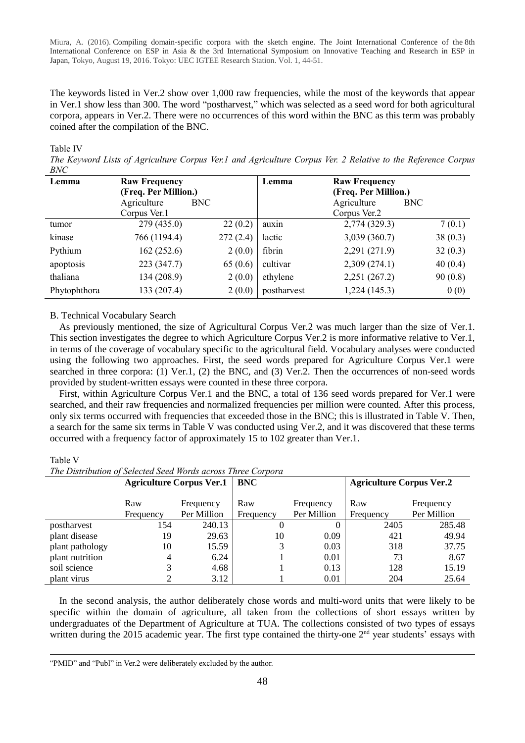The keywords listed in Ver.2 show over 1,000 raw frequencies, while the most of the keywords that appear in Ver.1 show less than 300. The word "postharvest," which was selected as a seed word for both agricultural corpora, appears in Ver.2. There were no occurrences of this word within the BNC as this term was probably coined after the compilation of the BNC.

Table IV

*The Keyword Lists of Agriculture Corpus Ver.1 and Agriculture Corpus Ver. 2 Relative to the Reference Corpus BNC*

| Lemma | Raw Frequency (Freq. Per Million.) | | Lemma | Raw Frequency (Freq. Per Million.) | |
|---|---|---|---|---|---|
| | Agriculture Corpus Ver.1 | BNC | | Agriculture Corpus Ver.2 | BNC |
| tumor | 279 (435.0) | 22 (0.2) | auxin | 2,774 (329.3) | 7 (0.1) |
| kinase | 766 (1194.4) | 272 (2.4) | lactic | 3,039 (360.7) | 38 (0.3) |
| Pythium | 162 (252.6) | 2 (0.0) | fibrin | 2,291 (271.9) | 32 (0.3) |
| apoptosis | 223 (347.7) | 65 (0.6) | cultivar | 2,309 (274.1) | 40 (0.4) |
| thaliana | 134 (208.9) | 2 (0.0) | ethylene | 2,251 (267.2) | 90 (0.8) |
| Phytophthora | 133 (207.4) | 2 (0.0) | postharvest | 1,224 (145.3) | 0 (0) |

B. Technical Vocabulary Search

As previously mentioned, the size of Agricultural Corpus Ver.2 was much larger than the size of Ver.1. This section investigates the degree to which Agriculture Corpus Ver.2 is more informative relative to Ver.1, in terms of the coverage of vocabulary specific to the agricultural field. Vocabulary analyses were conducted using the following two approaches. First, the seed words prepared for Agriculture Corpus Ver.1 were searched in three corpora: (1) Ver.1, (2) the BNC, and (3) Ver.2. Then the occurrences of non-seed words provided by student-written essays were counted in these three corpora.

First, within Agriculture Corpus Ver.1 and the BNC, a total of 136 seed words prepared for Ver.1 were searched, and their raw frequencies and normalized frequencies per million were counted. After this process, only six terms occurred with frequencies that exceeded those in the BNC; this is illustrated in Table V. Then, a search for the same six terms in Table V was conducted using Ver.2, and it was discovered that these terms occurred with a frequency factor of approximately 15 to 102 greater than Ver.1.

Table V

*The Distribution of Selected Seed Words across Three Corpora*

| | Agriculture Corpus Ver.1 | | BNC | | Agriculture Corpus Ver.2 | |
|---|---|---|---|---|---|---|
| | Raw Frequency | Frequency Per Million | Raw Frequency | Frequency Per Million | Raw Frequency | Frequency Per Million |
| postharvest | 154 | 240.13 | 0 | 0 | 2405 | 285.48 |
| plant disease | 19 | 29.63 | 10 | 0.09 | 421 | 49.94 |
| plant pathology | 10 | 15.59 | 3 | 0.03 | 318 | 37.75 |
| plant nutrition | 4 | 6.24 | 1 | 0.01 | 73 | 8.67 |
| soil science | 3 | 4.68 | 1 | 0.13 | 128 | 15.19 |
| plant virus | 2 | 3.12 | 1 | 0.01 | 204 | 25.64 |

In the second analysis, the author deliberately chose words and multi-word units that were likely to be specific within the domain of agriculture, all taken from the collections of short essays written by undergraduates of the Department of Agriculture at TUA. The collections consisted of two types of essays written during the 2015 academic year. The first type contained the thirty-one 2nd year students' essays with

"PMID" and "Publ" in Ver.2 were deliberately excluded by the author.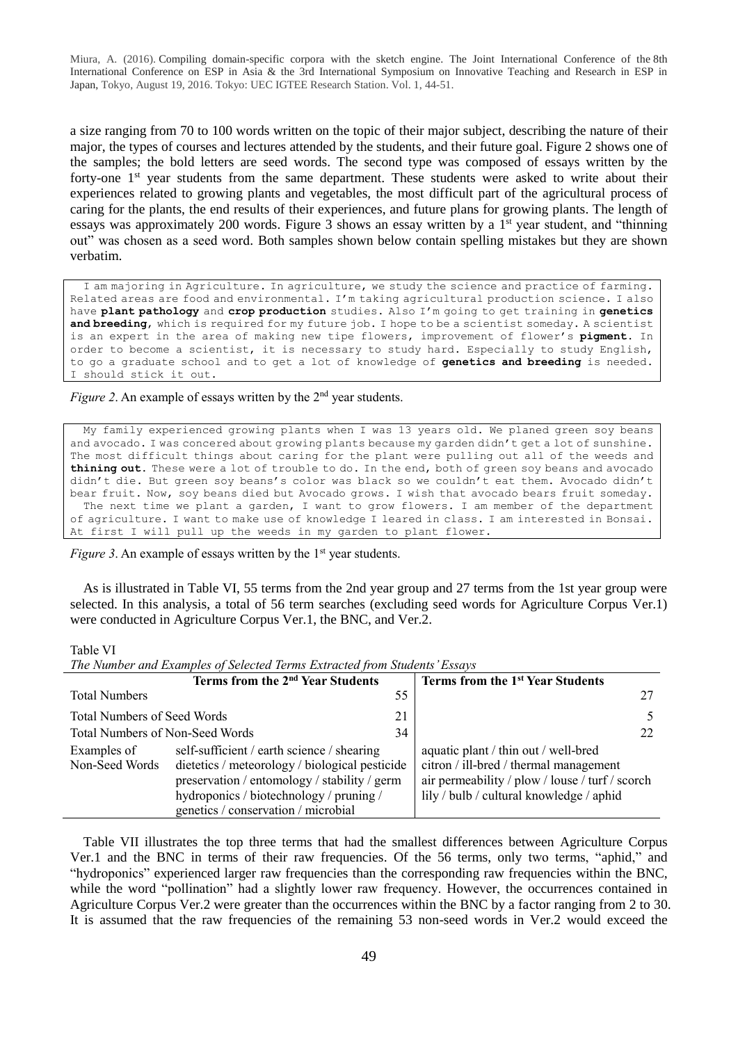a size ranging from 70 to 100 words written on the topic of their major subject, describing the nature of their major, the types of courses and lectures attended by the students, and their future goal. Figure 2 shows one of the samples; the bold letters are seed words. The second type was composed of essays written by the forty-one 1st year students from the same department. These students were asked to write about their experiences related to growing plants and vegetables, the most difficult part of the agricultural process of caring for the plants, the end results of their experiences, and future plans for growing plants. The length of essays was approximately 200 words. Figure 3 shows an essay written by a 1st year student, and "thinning out" was chosen as a seed word. Both samples shown below contain spelling mistakes but they are shown verbatim.

> I am majoring in Agriculture. In agriculture, we study the science and practice of farming. Related areas are food and environmental. I'm taking agricultural production science. I also have **plant pathology** and **crop production** studies. Also I'm going to get training in **genetics and breeding**, which is required for my future job. I hope to be a scientist someday. A scientist is an expert in the area of making new tipe flowers, improvement of flower's **pigment**. In order to become a scientist, it is necessary to study hard. Especially to study English, to go a graduate school and to get a lot of knowledge of **genetics and breeding** is needed. I should stick it out.

*Figure 2*. An example of essays written by the 2nd year students.

> My family experienced growing plants when I was 13 years old. We planed green soy beans and avocado. I was concered about growing plants because my garden didn't get a lot of sunshine. The most difficult things about caring for the plant were pulling out all of the weeds and **thining out**. These were a lot of trouble to do. In the end, both of green soy beans and avocado didn't die. But green soy beans's color was black so we couldn't eat them. Avocado didn't bear fruit. Now, soy beans died but Avocado grows. I wish that avocado bears fruit someday.
> The next time we plant a garden, I want to grow flowers. I am member of the department of agriculture. I want to make use of knowledge I leared in class. I am interested in Bonsai. At first I will pull up the weeds in my garden to plant flower.

*Figure 3*. An example of essays written by the 1st year students.

As is illustrated in Table VI, 55 terms from the 2nd year group and 27 terms from the 1st year group were selected. In this analysis, a total of 56 term searches (excluding seed words for Agriculture Corpus Ver.1) were conducted in Agriculture Corpus Ver.1, the BNC, and Ver.2.

Table VI
*The Number and Examples of Selected Terms Extracted from Students' Essays*

| | Terms from the 2nd Year Students | | Terms from the 1st Year Students |
|---|---|---|---|
| Total Numbers | | 55 | 27 |
| Total Numbers of Seed Words | | 21 | 5 |
| Total Numbers of Non-Seed Words | | 34 | 22 |
| Examples of Non-Seed Words | self-sufficient / earth science / shearing dietetics / meteorology / biological pesticide preservation / entomology / stability / germ hydroponics / biotechnology / pruning / genetics / conservation / microbial | | aquatic plant / thin out / well-bred citron / ill-bred / thermal management air permeability / plow / louse / turf / scorch lily / bulb / cultural knowledge / aphid |

Table VII illustrates the top three terms that had the smallest differences between Agriculture Corpus Ver.1 and the BNC in terms of their raw frequencies. Of the 56 terms, only two terms, "aphid," and "hydroponics" experienced larger raw frequencies than the corresponding raw frequencies within the BNC, while the word "pollination" had a slightly lower raw frequency. However, the occurrences contained in Agriculture Corpus Ver.2 were greater than the occurrences within the BNC by a factor ranging from 2 to 30. It is assumed that the raw frequencies of the remaining 53 non-seed words in Ver.2 would exceed the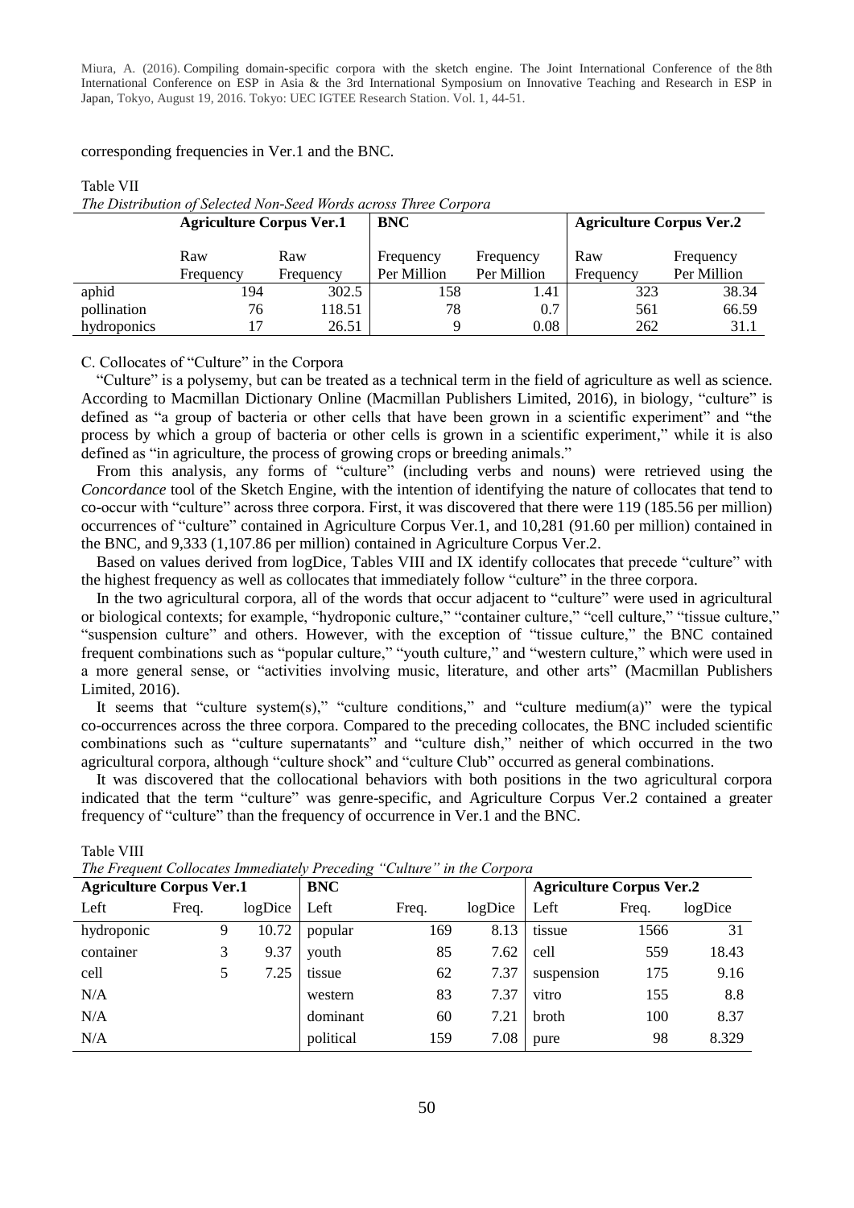corresponding frequencies in Ver.1 and the BNC.

Table VII

*The Distribution of Selected Non-Seed Words across Three Corpora*

| | Agriculture Corpus Ver.1 | | BNC | | Agriculture Corpus Ver.2 | |
|---|---|---|---|---|---|---|
| | Raw Frequency | Raw Frequency | Frequency Per Million | Frequency Per Million | Raw Frequency | Frequency Per Million |
| aphid | 194 | 302.5 | 158 | 1.41 | 323 | 38.34 |
| pollination | 76 | 118.51 | 78 | 0.7 | 561 | 66.59 |
| hydroponics | 17 | 26.51 | 9 | 0.08 | 262 | 31.1 |

C. Collocates of "Culture" in the Corpora

"Culture" is a polysemy, but can be treated as a technical term in the field of agriculture as well as science. According to Macmillan Dictionary Online (Macmillan Publishers Limited, 2016), in biology, "culture" is defined as "a group of bacteria or other cells that have been grown in a scientific experiment" and "the process by which a group of bacteria or other cells is grown in a scientific experiment," while it is also defined as "in agriculture, the process of growing crops or breeding animals."

From this analysis, any forms of "culture" (including verbs and nouns) were retrieved using the *Concordance* tool of the Sketch Engine, with the intention of identifying the nature of collocates that tend to co-occur with "culture" across three corpora. First, it was discovered that there were 119 (185.56 per million) occurrences of "culture" contained in Agriculture Corpus Ver.1, and 10,281 (91.60 per million) contained in the BNC, and 9,333 (1,107.86 per million) contained in Agriculture Corpus Ver.2.

Based on values derived from logDice, Tables VIII and IX identify collocates that precede "culture" with the highest frequency as well as collocates that immediately follow "culture" in the three corpora.

In the two agricultural corpora, all of the words that occur adjacent to "culture" were used in agricultural or biological contexts; for example, "hydroponic culture," "container culture," "cell culture," "tissue culture," "suspension culture" and others. However, with the exception of "tissue culture," the BNC contained frequent combinations such as "popular culture," "youth culture," and "western culture," which were used in a more general sense, or "activities involving music, literature, and other arts" (Macmillan Publishers Limited, 2016).

It seems that "culture system(s)," "culture conditions," and "culture medium(a)" were the typical co-occurrences across the three corpora. Compared to the preceding collocates, the BNC included scientific combinations such as "culture supernatants" and "culture dish," neither of which occurred in the two agricultural corpora, although "culture shock" and "culture Club" occurred as general combinations.

It was discovered that the collocational behaviors with both positions in the two agricultural corpora indicated that the term "culture" was genre-specific, and Agriculture Corpus Ver.2 contained a greater frequency of "culture" than the frequency of occurrence in Ver.1 and the BNC.

Table VIII

*The Frequent Collocates Immediately Preceding "Culture" in the Corpora*

| Agriculture Corpus Ver.1 | | | BNC | | | Agriculture Corpus Ver.2 | | |
|---|---|---|---|---|---|---|---|---|
| Left | Freq. | logDice | Left | Freq. | logDice | Left | Freq. | logDice |
| hydroponic | 9 | 10.72 | popular | 169 | 8.13 | tissue | 1566 | 31 |
| container | 3 | 9.37 | youth | 85 | 7.62 | cell | 559 | 18.43 |
| cell | 5 | 7.25 | tissue | 62 | 7.37 | suspension | 175 | 9.16 |
| N/A | | | western | 83 | 7.37 | vitro | 155 | 8.8 |
| N/A | | | dominant | 60 | 7.21 | broth | 100 | 8.37 |
| N/A | | | political | 159 | 7.08 | pure | 98 | 8.329 |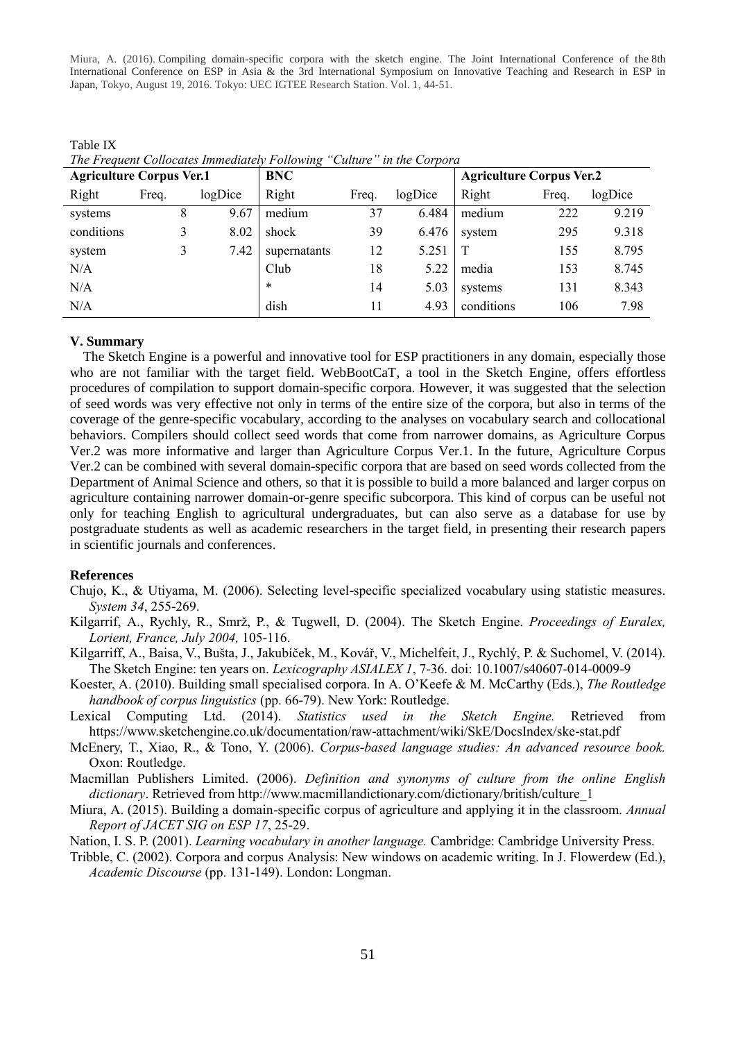Table IX
*The Frequent Collocates Immediately Following "Culture" in the Corpora*

| Agriculture Corpus Ver.1 | | | BNC | | | Agriculture Corpus Ver.2 | | |
|---|---|---|---|---|---|---|---|---|
| Right | Freq. | logDice | Right | Freq. | logDice | Right | Freq. | logDice |
| systems | 8 | 9.67 | medium | 37 | 6.484 | medium | 222 | 9.219 |
| conditions | 3 | 8.02 | shock | 39 | 6.476 | system | 295 | 9.318 |
| system | 3 | 7.42 | supernatants | 12 | 5.251 | T | 155 | 8.795 |
| N/A | | | Club | 18 | 5.22 | media | 153 | 8.745 |
| N/A | | | * | 14 | 5.03 | systems | 131 | 8.343 |
| N/A | | | dish | 11 | 4.93 | conditions | 106 | 7.98 |

## V. Summary

The Sketch Engine is a powerful and innovative tool for ESP practitioners in any domain, especially those who are not familiar with the target field. WebBootCaT, a tool in the Sketch Engine, offers effortless procedures of compilation to support domain-specific corpora. However, it was suggested that the selection of seed words was very effective not only in terms of the entire size of the corpora, but also in terms of the coverage of the genre-specific vocabulary, according to the analyses on vocabulary search and collocational behaviors. Compilers should collect seed words that come from narrower domains, as Agriculture Corpus Ver.2 was more informative and larger than Agriculture Corpus Ver.1. In the future, Agriculture Corpus Ver.2 can be combined with several domain-specific corpora that are based on seed words collected from the Department of Animal Science and others, so that it is possible to build a more balanced and larger corpus on agriculture containing narrower domain-or-genre specific subcorpora. This kind of corpus can be useful not only for teaching English to agricultural undergraduates, but can also serve as a database for use by postgraduate students as well as academic researchers in the target field, in presenting their research papers in scientific journals and conferences.

## References

Chujo, K., & Utiyama, M. (2006). Selecting level-specific specialized vocabulary using statistic measures. *System 34*, 255-269.

Kilgarrif, A., Rychly, R., Smrž, P., & Tugwell, D. (2004). The Sketch Engine. *Proceedings of Euralex, Lorient, France, July 2004,* 105-116.

Kilgarriff, A., Baisa, V., Bušta, J., Jakubíček, M., Kovář, V., Michelfeit, J., Rychlý, P. & Suchomel, V. (2014). The Sketch Engine: ten years on. *Lexicography ASIALEX 1*, 7-36. doi: 10.1007/s40607-014-0009-9

Koester, A. (2010). Building small specialised corpora. In A. O'Keefe & M. McCarthy (Eds.), *The Routledge handbook of corpus linguistics* (pp. 66-79). New York: Routledge.

Lexical Computing Ltd. (2014). *Statistics used in the Sketch Engine.* Retrieved from https://www.sketchengine.co.uk/documentation/raw-attachment/wiki/SkE/DocsIndex/ske-stat.pdf

McEnery, T., Xiao, R., & Tono, Y. (2006). *Corpus-based language studies: An advanced resource book.* Oxon: Routledge.

Macmillan Publishers Limited. (2006). *Definition and synonyms of culture from the online English dictionary*. Retrieved from http://www.macmillandictionary.com/dictionary/british/culture_1

Miura, A. (2015). Building a domain-specific corpus of agriculture and applying it in the classroom. *Annual Report of JACET SIG on ESP 17*, 25-29.

Nation, I. S. P. (2001). *Learning vocabulary in another language.* Cambridge: Cambridge University Press.

Tribble, C. (2002). Corpora and corpus Analysis: New windows on academic writing. In J. Flowerdew (Ed.), *Academic Discourse* (pp. 131-149). London: Longman.